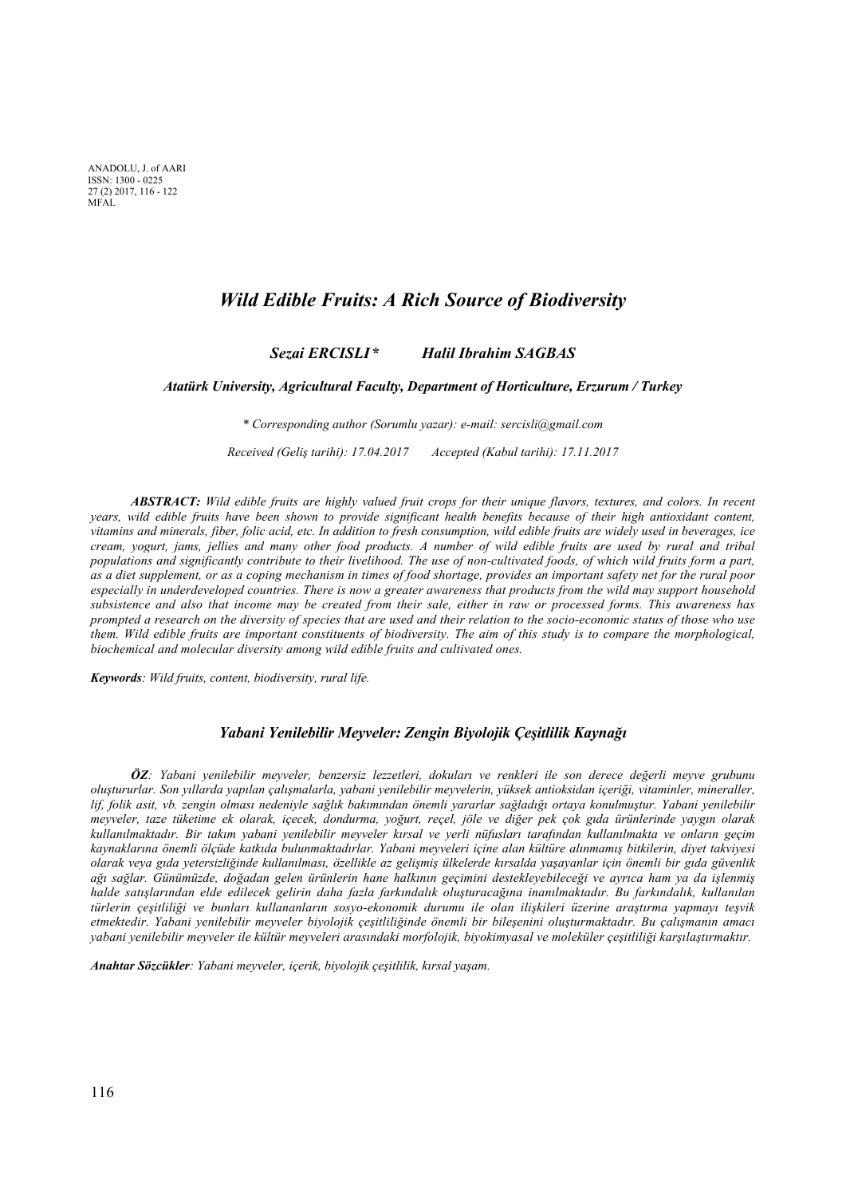# *Wild Edible Fruits: A Rich Source of Biodiversity*

***Sezai ERCISLI\**** ***Halil Ibrahim SAGBAS***

***Atatürk University, Agricultural Faculty, Department of Horticulture, Erzurum / Turkey***

*\* Corresponding author (Sorumlu yazar): e-mail: sercisli@gmail.com*

*Received (Geliş tarihi): 17.04.2017 Accepted (Kabul tarihi): 17.11.2017*

***ABSTRACT:*** *Wild edible fruits are highly valued fruit crops for their unique flavors, textures, and colors. In recent years, wild edible fruits have been shown to provide significant health benefits because of their high antioxidant content, vitamins and minerals, fiber, folic acid, etc. In addition to fresh consumption, wild edible fruits are widely used in beverages, ice cream, yogurt, jams, jellies and many other food products. A number of wild edible fruits are used by rural and tribal populations and significantly contribute to their livelihood. The use of non-cultivated foods, of which wild fruits form a part, as a diet supplement, or as a coping mechanism in times of food shortage, provides an important safety net for the rural poor especially in underdeveloped countries. There is now a greater awareness that products from the wild may support household subsistence and also that income may be created from their sale, either in raw or processed forms. This awareness has prompted a research on the diversity of species that are used and their relation to the socio-economic status of those who use them. Wild edible fruits are important constituents of biodiversity. The aim of this study is to compare the morphological, biochemical and molecular diversity among wild edible fruits and cultivated ones.*

***Keywords****: Wild fruits, content, biodiversity, rural life.*

### *Yabani Yenilebilir Meyveler: Zengin Biyolojik Çeşitlilik Kaynağı*

***ÖZ****: Yabani yenilebilir meyveler, benzersiz lezzetleri, dokuları ve renkleri ile son derece değerli meyve grubunu oluştururlar. Son yıllarda yapılan çalışmalarla, yabani yenilebilir meyvelerin, yüksek antioksidan içeriği, vitaminler, mineraller, lif, folik asit, vb. zengin olması nedeniyle sağlık bakımından önemli yararlar sağladığı ortaya konulmuştur. Yabani yenilebilir meyveler, taze tüketime ek olarak, içecek, dondurma, yoğurt, reçel, jöle ve diğer pek çok gıda ürünlerinde yaygın olarak kullanılmaktadır. Bir takım yabani yenilebilir meyveler kırsal ve yerli nüfusları tarafından kullanılmakta ve onların geçim kaynaklarına önemli ölçüde katkıda bulunmaktadırlar. Yabani meyveleri içine alan kültüre alınmamış bitkilerin, diyet takviyesi olarak veya gıda yetersizliğinde kullanılması, özellikle az gelişmiş ülkelerde kırsalda yaşayanlar için önemli bir gıda güvenlik ağı sağlar. Günümüzde, doğadan gelen ürünlerin hane halkının geçimini destekleyebileceği ve ayrıca ham ya da işlenmiş halde satışlarından elde edilecek gelirin daha fazla farkındalık oluşturacağına inanılmaktadır. Bu farkındalık, kullanılan türlerin çeşitliliği ve bunları kullananların sosyo-ekonomik durumu ile olan ilişkileri üzerine araştırma yapmayı teşvik etmektedir. Yabani yenilebilir meyveler biyolojik çeşitliliğinde önemli bir bileşenini oluşturmaktadır. Bu çalışmanın amacı yabani yenilebilir meyveler ile kültür meyveleri arasındaki morfolojik, biyokimyasal ve moleküler çeşitliliği karşılaştırmaktır.*

***Anahtar Sözcükler****: Yabani meyveler, içerik, biyolojik çeşitlilik, kırsal yaşam.*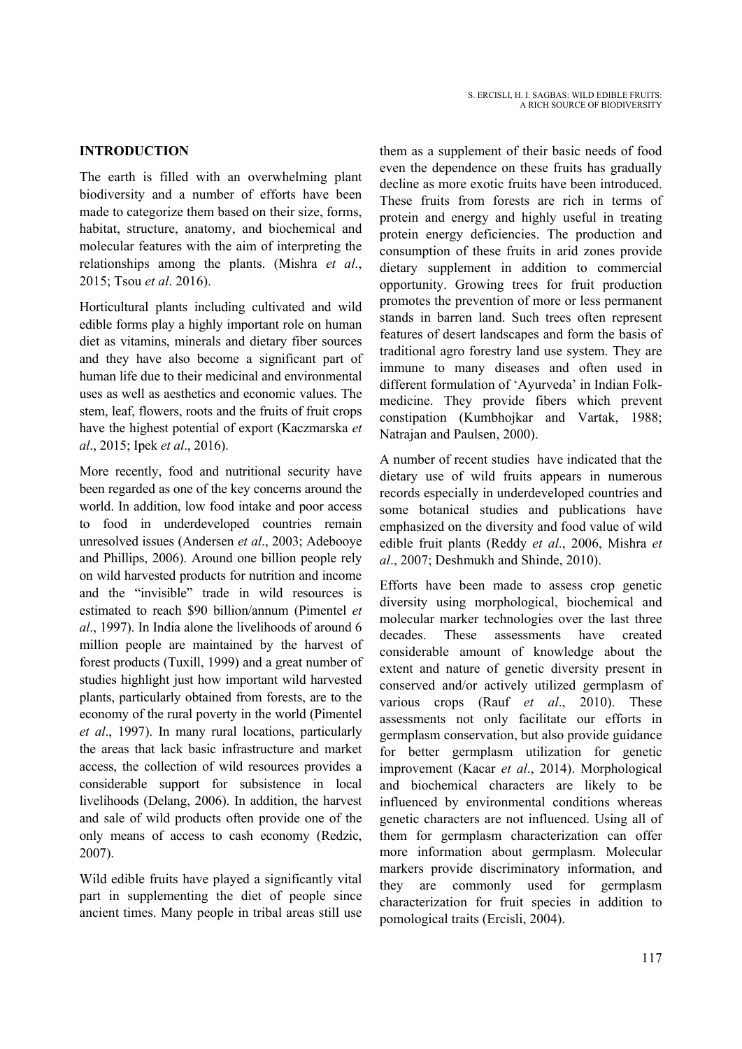## INTRODUCTION

The earth is filled with an overwhelming plant biodiversity and a number of efforts have been made to categorize them based on their size, forms, habitat, structure, anatomy, and biochemical and molecular features with the aim of interpreting the relationships among the plants. (Mishra *et al*., 2015; Tsou *et al*. 2016).

Horticultural plants including cultivated and wild edible forms play a highly important role on human diet as vitamins, minerals and dietary fiber sources and they have also become a significant part of human life due to their medicinal and environmental uses as well as aesthetics and economic values. The stem, leaf, flowers, roots and the fruits of fruit crops have the highest potential of export (Kaczmarska *et al*., 2015; Ipek *et al*., 2016).

More recently, food and nutritional security have been regarded as one of the key concerns around the world. In addition, low food intake and poor access to food in underdeveloped countries remain unresolved issues (Andersen *et al*., 2003; Adebooye and Phillips, 2006). Around one billion people rely on wild harvested products for nutrition and income and the "invisible" trade in wild resources is estimated to reach $90 billion/annum (Pimentel *et al*., 1997). In India alone the livelihoods of around 6 million people are maintained by the harvest of forest products (Tuxill, 1999) and a great number of studies highlight just how important wild harvested plants, particularly obtained from forests, are to the economy of the rural poverty in the world (Pimentel *et al*., 1997). In many rural locations, particularly the areas that lack basic infrastructure and market access, the collection of wild resources provides a considerable support for subsistence in local livelihoods (Delang, 2006). In addition, the harvest and sale of wild products often provide one of the only means of access to cash economy (Redzic, 2007).

Wild edible fruits have played a significantly vital part in supplementing the diet of people since ancient times. Many people in tribal areas still use them as a supplement of their basic needs of food even the dependence on these fruits has gradually decline as more exotic fruits have been introduced. These fruits from forests are rich in terms of protein and energy and highly useful in treating protein energy deficiencies. The production and consumption of these fruits in arid zones provide dietary supplement in addition to commercial opportunity. Growing trees for fruit production promotes the prevention of more or less permanent stands in barren land. Such trees often represent features of desert landscapes and form the basis of traditional agro forestry land use system. They are immune to many diseases and often used in different formulation of 'Ayurveda' in Indian Folk-medicine. They provide fibers which prevent constipation (Kumbhojkar and Vartak, 1988; Natrajan and Paulsen, 2000).

A number of recent studies have indicated that the dietary use of wild fruits appears in numerous records especially in underdeveloped countries and some botanical studies and publications have emphasized on the diversity and food value of wild edible fruit plants (Reddy *et al*., 2006, Mishra *et al*., 2007; Deshmukh and Shinde, 2010).

Efforts have been made to assess crop genetic diversity using morphological, biochemical and molecular marker technologies over the last three decades. These assessments have created considerable amount of knowledge about the extent and nature of genetic diversity present in conserved and/or actively utilized germplasm of various crops (Rauf *et al*., 2010). These assessments not only facilitate our efforts in germplasm conservation, but also provide guidance for better germplasm utilization for genetic improvement (Kacar *et al*., 2014). Morphological and biochemical characters are likely to be influenced by environmental conditions whereas genetic characters are not influenced. Using all of them for germplasm characterization can offer more information about germplasm. Molecular markers provide discriminatory information, and they are commonly used for germplasm characterization for fruit species in addition to pomological traits (Ercisli, 2004).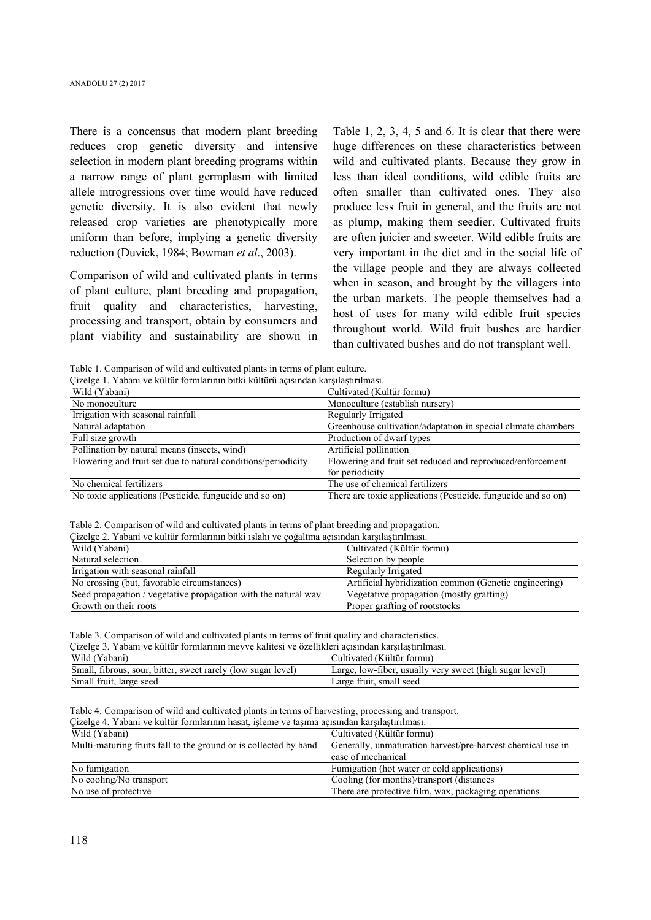There is a concensus that modern plant breeding reduces crop genetic diversity and intensive selection in modern plant breeding programs within a narrow range of plant germplasm with limited allele introgressions over time would have reduced genetic diversity. It is also evident that newly released crop varieties are phenotypically more uniform than before, implying a genetic diversity reduction (Duvick, 1984; Bowman *et al*., 2003).

Comparison of wild and cultivated plants in terms of plant culture, plant breeding and propagation, fruit quality and characteristics, harvesting, processing and transport, obtain by consumers and plant viability and sustainability are shown in Table 1, 2, 3, 4, 5 and 6. It is clear that there were huge differences on these characteristics between wild and cultivated plants. Because they grow in less than ideal conditions, wild edible fruits are often smaller than cultivated ones. They also produce less fruit in general, and the fruits are not as plump, making them seedier. Cultivated fruits are often juicier and sweeter. Wild edible fruits are very important in the diet and in the social life of the village people and they are always collected when in season, and brought by the villagers into the urban markets. The people themselves had a host of uses for many wild edible fruit species throughout world. Wild fruit bushes are hardier than cultivated bushes and do not transplant well.

Table 1. Comparison of wild and cultivated plants in terms of plant culture.
Çizelge 1. Yabani ve kültür formlarının bitki kültürü açısından karşılaştırılması.

| Wild (Yabani) | Cultivated (Kültür formu) |
|---|---|
| No monoculture | Monoculture (establish nursery) |
| Irrigation with seasonal rainfall | Regularly Irrigated |
| Natural adaptation | Greenhouse cultivation/adaptation in special climate chambers |
| Full size growth | Production of dwarf types |
| Pollination by natural means (insects, wind) | Artificial pollination |
| Flowering and fruit set due to natural conditions/periodicity | Flowering and fruit set reduced and reproduced/enforcement for periodicity |
| No chemical fertilizers | The use of chemical fertilizers |
| No toxic applications (Pesticide, fungucide and so on) | There are toxic applications (Pesticide, fungucide and so on) |

Table 2. Comparison of wild and cultivated plants in terms of plant breeding and propagation.
Çizelge 2. Yabani ve kültür formlarının bitki ıslahı ve çoğaltma açısından karşılaştırılması.

| Wild (Yabani) | Cultivated (Kültür formu) |
|---|---|
| Natural selection | Selection by people |
| Irrigation with seasonal rainfall | Regularly Irrigated |
| No crossing (but, favorable circumstances) | Artificial hybridization common (Genetic engineering) |
| Seed propagation / vegetative propagation with the natural way | Vegetative propagation (mostly grafting) |
| Growth on their roots | Proper grafting of rootstocks |

Table 3. Comparison of wild and cultivated plants in terms of fruit quality and characteristics.
Çizelge 3. Yabani ve kültür formlarının meyve kalitesi ve özellikleri açısından karşılaştırılması.

| Wild (Yabani) | Cultivated (Kültür formu) |
|---|---|
| Small, fibrous, sour, bitter, sweet rarely (low sugar level) | Large, low-fiber, usually very sweet (high sugar level) |
| Small fruit, large seed | Large fruit, small seed |

Table 4. Comparison of wild and cultivated plants in terms of harvesting, processing and transport.
Çizelge 4. Yabani ve kültür formlarının hasat, işleme ve taşıma açısından karşılaştırılması.

| Wild (Yabani) | Cultivated (Kültür formu) |
|---|---|
| Multi-maturing fruits fall to the ground or is collected by hand | Generally, unmaturation harvest/pre-harvest chemical use in case of mechanical |
| No fumigation | Fumigation (hot water or cold applications) |
| No cooling/No transport | Cooling (for months)/transport (distances |
| No use of protective | There are protective film, wax, packaging operations |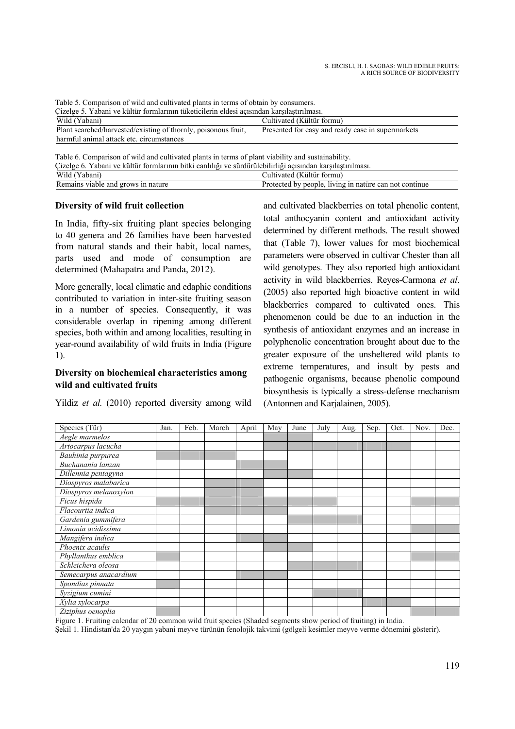Table 5. Comparison of wild and cultivated plants in terms of obtain by consumers.
Çizelge 5. Yabani ve kültür formlarının tüketicilerin eldesi açısından karşılaştırılması.

| Wild (Yabani) | Cultivated (Kültür formu) |
|---|---|
| Plant searched/harvested/existing of thornly, poisonous fruit, harmful animal attack etc. circumstances | Presented for easy and ready case in supermarkets |

Table 6. Comparison of wild and cultivated plants in terms of plant viability and sustainability.
Çizelge 6. Yabani ve kültür formlarının bitki canlılığı ve sürdürülebilirliği açısından karşılaştırılması.

| Wild (Yabani) | Cultivated (Kültür formu) |
|---|---|
| Remains viable and grows in nature | Protected by people, living in natüre can not continue |

### Diversity of wild fruit collection

In India, fifty-six fruiting plant species belonging to 40 genera and 26 families have been harvested from natural stands and their habit, local names, parts used and mode of consumption are determined (Mahapatra and Panda, 2012).

More generally, local climatic and edaphic conditions contributed to variation in inter-site fruiting season in a number of species. Consequently, it was considerable overlap in ripening among different species, both within and among localities, resulting in year-round availability of wild fruits in India (Figure 1).

### Diversity on biochemical characteristics among wild and cultivated fruits

Yildiz *et al.* (2010) reported diversity among wild and cultivated blackberries on total phenolic content, total anthocyanin content and antioxidant activity determined by different methods. The result showed that (Table 7), lower values for most biochemical parameters were observed in cultivar Chester than all wild genotypes. They also reported high antioxidant activity in wild blackberries. Reyes-Carmona *et al*. (2005) also reported high bioactive content in wild blackberries compared to cultivated ones. This phenomenon could be due to an induction in the synthesis of antioxidant enzymes and an increase in polyphenolic concentration brought about due to the greater exposure of the unsheltered wild plants to extreme temperatures, and insult by pests and pathogenic organisms, because phenolic compound biosynthesis is typically a stress-defense mechanism (Antonnen and Karjalainen, 2005).

| Species (Tür) | Jan. | Feb. | March | April | May | June | July | Aug. | Sep. | Oct. | Nov. | Dec. |
|---|---|---|---|---|---|---|---|---|---|---|---|---|
| *Aegle marmelos* | | | | | ■ | ■ | | | | | | |
| *Artocarpus lacucha* | | | | | ■ | ■ | ■ | ■ | ■ | ■ | | |
| *Bauhinia purpurea* | ■ | ■ | ■ | | | | | | | | | |
| *Buchanania lanzan* | | | | ■ | ■ | | | | | | | |
| *Dillennia pentagyna* | | | | | ■ | ■ | | | | | | |
| *Diospyros malabarica* | | | ■ | ■ | | | | | | | | |
| *Diospyros melanoxylon* | | | ■ | ■ | | | | | | | | |
| *Ficus hispida* | ■ | ■ | ■ | ■ | ■ | ■ | ■ | | | | ■ | ■ |
| *Flacourtia indica* | | | ■ | ■ | ■ | | | | | | | |
| *Gardenia gummifera* | | | | | | ■ | ■ | ■ | | | | |
| *Limonia acidissima* | | | | | | | | | | | ■ | ■ |
| *Mangifera indica* | | | | ■ | ■ | | | | | | | |
| *Phoenix acaulis* | | | | | ■ | ■ | | | | | | |
| *Phyllanthus emblica* | ■ | | | | | | | | | | ■ | ■ |
| *Schleichera oleosa* | | | | | | ■ | ■ | ■ | | | | |
| *Semecarpus anacardium* | | | | ■ | ■ | | | | | | | |
| *Spondias pinnata* | ■ | | | | | | | | | | | |
| *Syzigium cumini* | | | | | | | ■ | ■ | | | | |
| *Xylia xylocarpa* | | | | | | | | | ■ | ■ | | |
| *Ziziphus oenoplia* | ■ | | | | | | | | | | ■ | ■ |

Figure 1. Fruiting calendar of 20 common wild fruit species (Shaded segments show period of fruiting) in India.
Şekil 1. Hindistan'da 20 yaygın yabani meyve türünün fenolojik takvimi (gölgeli kesimler meyve verme dönemini gösterir).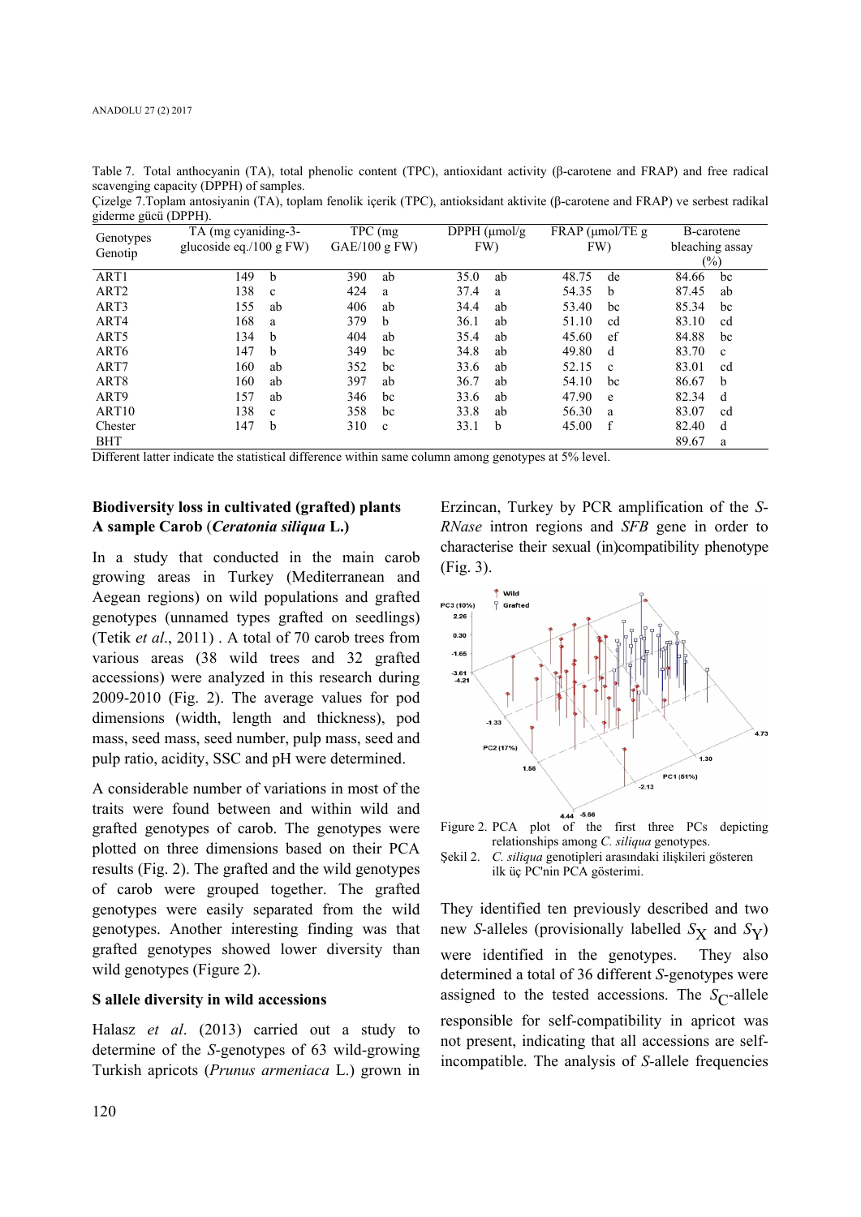Table 7. Total anthocyanin (TA), total phenolic content (TPC), antioxidant activity (β-carotene and FRAP) and free radical scavenging capacity (DPPH) of samples.

Çizelge 7.Toplam antosiyanin (TA), toplam fenolik içerik (TPC), antioksidant aktivite (β-carotene and FRAP) ve serbest radikal giderme gücü (DPPH).

| Genotypes Genotip | TA (mg cyaniding-3-glucoside eq./100 g FW) | | TPC (mg GAE/100 g FW) | | DPPH (μmol/g FW) | | FRAP (μmol/TE g FW) | | B-carotene bleaching assay (%) | |
|---|---|---|---|---|---|---|---|---|---|---|
| ART1 | 149 | b | 390 | ab | 35.0 | ab | 48.75 | de | 84.66 | bc |
| ART2 | 138 | c | 424 | a | 37.4 | a | 54.35 | b | 87.45 | ab |
| ART3 | 155 | ab | 406 | ab | 34.4 | ab | 53.40 | bc | 85.34 | bc |
| ART4 | 168 | a | 379 | b | 36.1 | ab | 51.10 | cd | 83.10 | cd |
| ART5 | 134 | b | 404 | ab | 35.4 | ab | 45.60 | ef | 84.88 | bc |
| ART6 | 147 | b | 349 | bc | 34.8 | ab | 49.80 | d | 83.70 | c |
| ART7 | 160 | ab | 352 | bc | 33.6 | ab | 52.15 | c | 83.01 | cd |
| ART8 | 160 | ab | 397 | ab | 36.7 | ab | 54.10 | bc | 86.67 | b |
| ART9 | 157 | ab | 346 | bc | 33.6 | ab | 47.90 | e | 82.34 | d |
| ART10 | 138 | c | 358 | bc | 33.8 | ab | 56.30 | a | 83.07 | cd |
| Chester | 147 | b | 310 | c | 33.1 | b | 45.00 | f | 82.40 | d |
| BHT | | | | | | | | | 89.67 | a |

Different latter indicate the statistical difference within same column among genotypes at 5% level.

## Biodiversity loss in cultivated (grafted) plants A sample Carob (*Ceratonia siliqua* L.)

In a study that conducted in the main carob growing areas in Turkey (Mediterranean and Aegean regions) on wild populations and grafted genotypes (unnamed types grafted on seedlings) (Tetik *et al*., 2011) . A total of 70 carob trees from various areas (38 wild trees and 32 grafted accessions) were analyzed in this research during 2009-2010 (Fig. 2). The average values for pod dimensions (width, length and thickness), pod mass, seed mass, seed number, pulp mass, seed and pulp ratio, acidity, SSC and pH were determined.

A considerable number of variations in most of the traits were found between and within wild and grafted genotypes of carob. The genotypes were plotted on three dimensions based on their PCA results (Fig. 2). The grafted and the wild genotypes of carob were grouped together. The grafted genotypes were easily separated from the wild genotypes. Another interesting finding was that grafted genotypes showed lower diversity than wild genotypes (Figure 2).

## S allele diversity in wild accessions

Halasz *et al*. (2013) carried out a study to determine of the *S*-genotypes of 63 wild-growing Turkish apricots (*Prunus armeniaca* L.) grown in Erzincan, Turkey by PCR amplification of the *S-RNase* intron regions and *SFB* gene in order to characterise their sexual (in)compatibility phenotype (Fig. 3).

Figure 2. PCA plot of the first three PCs depicting relationships among *C. siliqua* genotypes.

Şekil 2. *C. siliqua* genotipleri arasındaki ilişkileri gösteren ilk üç PC'nin PCA gösterimi.

They identified ten previously described and two new *S*-alleles (provisionally labelled $S_X$ and $S_Y$) were identified in the genotypes. They also determined a total of 36 different *S*-genotypes were assigned to the tested accessions. The $S_C$-allele responsible for self-compatibility in apricot was not present, indicating that all accessions are self-incompatible. The analysis of *S*-allele frequencies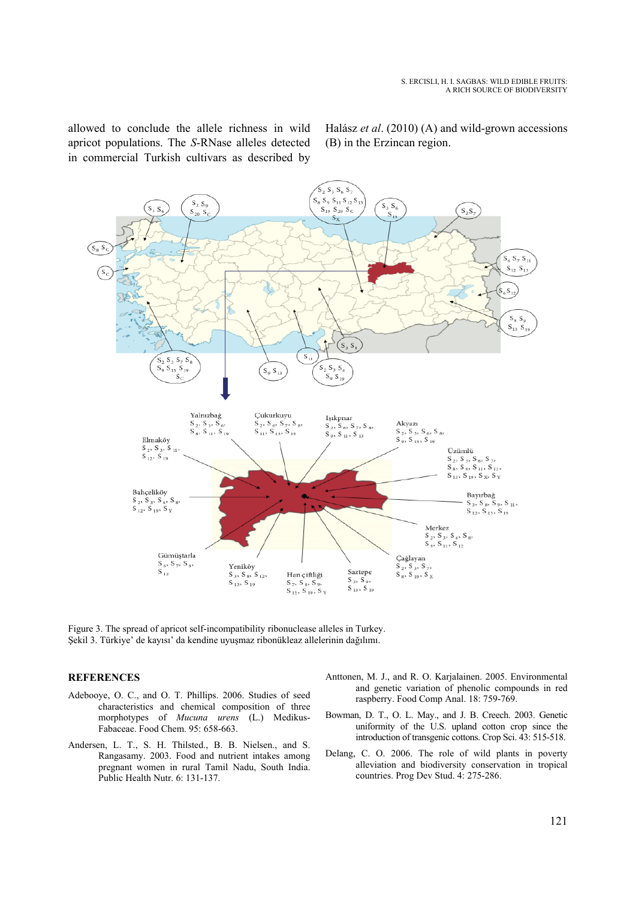allowed to conclude the allele richness in wild apricot populations. The *S*-RNase alleles detected in commercial Turkish cultivars as described by Halász *et al*. (2010) (A) and wild-grown accessions (B) in the Erzincan region.

Figure 3. The spread of apricot self-incompatibility ribonuclease alleles in Turkey.
Şekil 3. Türkiye' de kayısı' da kendine uyuşmaz ribonükleaz allelerinin dağılımı.

## REFERENCES

Adebooye, O. C., and O. T. Phillips. 2006. Studies of seed characteristics and chemical composition of three morphotypes of *Mucuna urens* (L.) Medikus-Fabaceae. Food Chem. 95: 658-663.

Andersen, L. T., S. H. Thilsted., B. B. Nielsen., and S. Rangasamy. 2003. Food and nutrient intakes among pregnant women in rural Tamil Nadu, South India. Public Health Nutr. 6: 131-137.

Anttonen, M. J., and R. O. Karjalainen. 2005. Environmental and genetic variation of phenolic compounds in red raspberry. Food Comp Anal. 18: 759-769.

Bowman, D. T., O. L. May., and J. B. Creech. 2003. Genetic uniformity of the U.S. upland cotton crop since the introduction of transgenic cottons. Crop Sci. 43: 515-518.

Delang, C. O. 2006. The role of wild plants in poverty alleviation and biodiversity conservation in tropical countries. Prog Dev Stud. 4: 275-286.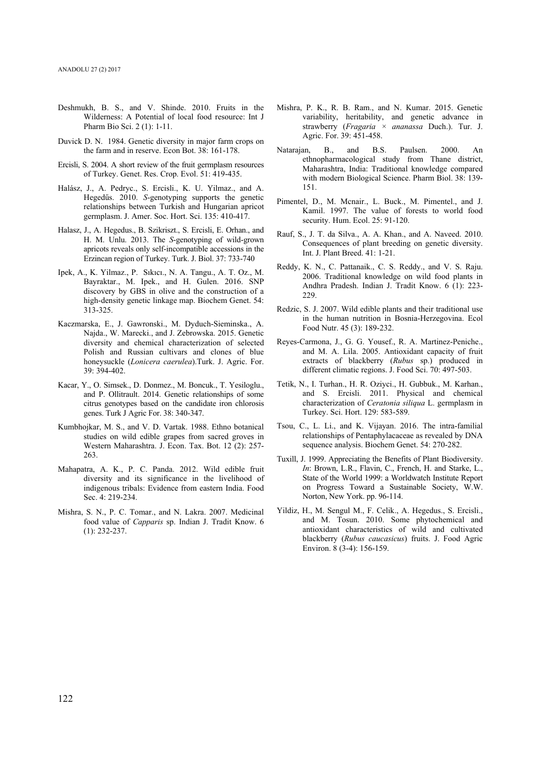Deshmukh, B. S., and V. Shinde. 2010. Fruits in the Wilderness: A Potential of local food resource: Int J Pharm Bio Sci. 2 (1): 1-11.

Duvick D. N. 1984. Genetic diversity in major farm crops on the farm and in reserve. Econ Bot. 38: 161-178.

Ercisli, S. 2004. A short review of the fruit germplasm resources of Turkey. Genet. Res. Crop. Evol. 51: 419-435.

Halász, J., A. Pedryc., S. Ercisli., K. U. Yilmaz., and A. Hegedűs. 2010. *S*-genotyping supports the genetic relationships between Turkish and Hungarian apricot germplasm. J. Amer. Soc. Hort. Sci. 135: 410-417.

Halasz, J., A. Hegedus., B. Szikriszt., S. Ercisli, E. Orhan., and H. M. Unlu. 2013. The *S*-genotyping of wild-grown apricots reveals only self-incompatible accessions in the Erzincan region of Turkey. Turk. J. Biol. 37: 733-740

Ipek, A., K. Yilmaz., P. Sıkıcı., N. A. Tangu., A. T. Oz., M. Bayraktar., M. Ipek., and H. Gulen. 2016. SNP discovery by GBS in olive and the construction of a high-density genetic linkage map. Biochem Genet. 54: 313-325.

Kaczmarska, E., J. Gawronski., M. Dyduch-Sieminska., A. Najda., W. Marecki., and J. Zebrowska. 2015. Genetic diversity and chemical characterization of selected Polish and Russian cultivars and clones of blue honeysuckle (*Lonicera caerulea*).Turk. J. Agric. For. 39: 394-402.

Kacar, Y., O. Simsek., D. Donmez., M. Boncuk., T. Yesiloglu., and P. Ollitrault. 2014. Genetic relationships of some citrus genotypes based on the candidate iron chlorosis genes. Turk J Agric For. 38: 340-347.

Kumbhojkar, M. S., and V. D. Vartak. 1988. Ethno botanical studies on wild edible grapes from sacred groves in Western Maharashtra. J. Econ. Tax. Bot. 12 (2): 257-263.

Mahapatra, A. K., P. C. Panda. 2012. Wild edible fruit diversity and its significance in the livelihood of indigenous tribals: Evidence from eastern India. Food Sec. 4: 219-234.

Mishra, S. N., P. C. Tomar., and N. Lakra. 2007. Medicinal food value of *Capparis* sp. Indian J. Tradit Know. 6 (1): 232-237.

Mishra, P. K., R. B. Ram., and N. Kumar. 2015. Genetic variability, heritability, and genetic advance in strawberry (*Fragaria × ananassa* Duch.). Tur. J. Agric. For. 39: 451-458.

Natarajan, B., and B.S. Paulsen. 2000. An ethnopharmacological study from Thane district, Maharashtra, India: Traditional knowledge compared with modern Biological Science. Pharm Biol. 38: 139-151.

Pimentel, D., M. Mcnair., L. Buck., M. Pimentel., and J. Kamil. 1997. The value of forests to world food security. Hum. Ecol. 25: 91-120.

Rauf, S., J. T. da Silva., A. A. Khan., and A. Naveed. 2010. Consequences of plant breeding on genetic diversity. Int. J. Plant Breed. 41: 1-21.

Reddy, K. N., C. Pattanaik., C. S. Reddy., and V. S. Raju. 2006. Traditional knowledge on wild food plants in Andhra Pradesh. Indian J. Tradit Know. 6 (1): 223-229.

Redzic, S. J. 2007. Wild edible plants and their traditional use in the human nutrition in Bosnia-Herzegovina. Ecol Food Nutr. 45 (3): 189-232.

Reyes-Carmona, J., G. G. Yousef., R. A. Martinez-Peniche., and M. A. Lila. 2005. Antioxidant capacity of fruit extracts of blackberry (*Rubus* sp.) produced in different climatic regions. J. Food Sci. 70: 497-503.

Tetik, N., I. Turhan., H. R. Oziyci., H. Gubbuk., M. Karhan., and S. Ercisli. 2011. Physical and chemical characterization of *Ceratonia siliqua* L. germplasm in Turkey. Sci. Hort. 129: 583-589.

Tsou, C., L. Li., and K. Vijayan. 2016. The intra-familial relationships of Pentaphylacaceae as revealed by DNA sequence analysis. Biochem Genet. 54: 270-282.

Tuxill, J. 1999. Appreciating the Benefits of Plant Biodiversity. *In*: Brown, L.R., Flavin, C., French, H. and Starke, L., State of the World 1999: a Worldwatch Institute Report on Progress Toward a Sustainable Society, W.W. Norton, New York. pp. 96-114.

Yildiz, H., M. Sengul M., F. Celik., A. Hegedus., S. Ercisli., and M. Tosun. 2010. Some phytochemical and antioxidant characteristics of wild and cultivated blackberry (*Rubus caucasicus*) fruits. J. Food Agric Environ. 8 (3-4): 156-159.